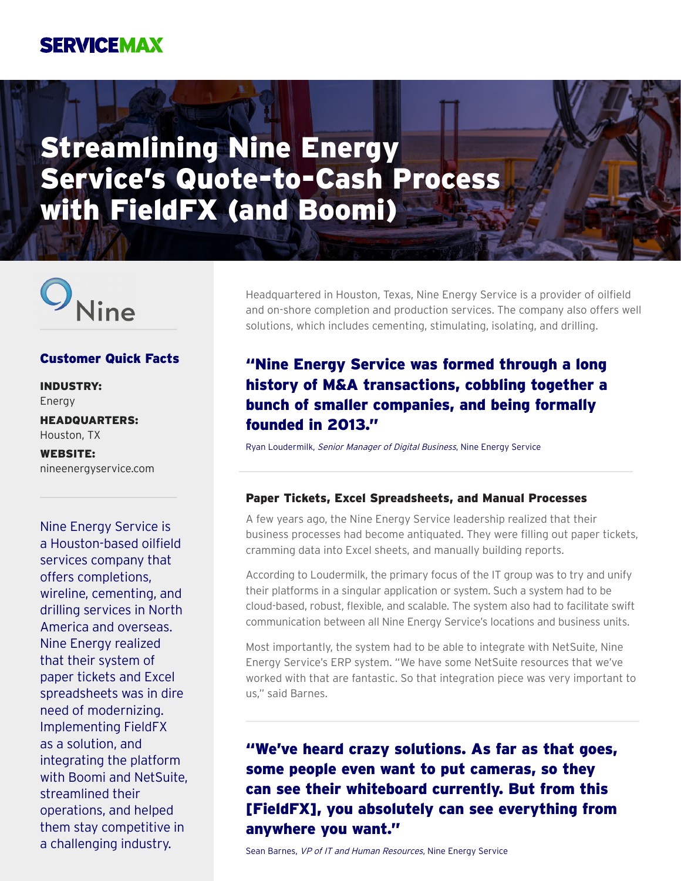SERVICEMAX

# Streamlining Nine Energy Service's Quote-to-Cash Process with FieldFX (and Boomi)

Nine

## Customer Quick Facts

**INDUSTRY:**
Energy

**HEADQUARTERS:**
Houston, TX

**WEBSITE:**
nineenergyservice.com

Nine Energy Service is a Houston-based oilfield services company that offers completions, wireline, cementing, and drilling services in North America and overseas. Nine Energy realized that their system of paper tickets and Excel spreadsheets was in dire need of modernizing. Implementing FieldFX as a solution, and integrating the platform with Boomi and NetSuite, streamlined their operations, and helped them stay competitive in a challenging industry.

Headquartered in Houston, Texas, Nine Energy Service is a provider of oilfield and on-shore completion and production services. The company also offers well solutions, which includes cementing, stimulating, isolating, and drilling.

> **"Nine Energy Service was formed through a long history of M&A transactions, cobbling together a bunch of smaller companies, and being formally founded in 2013."**
>
> Ryan Loudermilk, *Senior Manager of Digital Business*, Nine Energy Service

### Paper Tickets, Excel Spreadsheets, and Manual Processes

A few years ago, the Nine Energy Service leadership realized that their business processes had become antiquated. They were filling out paper tickets, cramming data into Excel sheets, and manually building reports.

According to Loudermilk, the primary focus of the IT group was to try and unify their platforms in a singular application or system. Such a system had to be cloud-based, robust, flexible, and scalable. The system also had to facilitate swift communication between all Nine Energy Service's locations and business units.

Most importantly, the system had to be able to integrate with NetSuite, Nine Energy Service's ERP system. "We have some NetSuite resources that we've worked with that are fantastic. So that integration piece was very important to us," said Barnes.

> **"We've heard crazy solutions. As far as that goes, some people even want to put cameras, so they can see their whiteboard currently. But from this [FieldFX], you absolutely can see everything from anywhere you want."**
>
> Sean Barnes, *VP of IT and Human Resources*, Nine Energy Service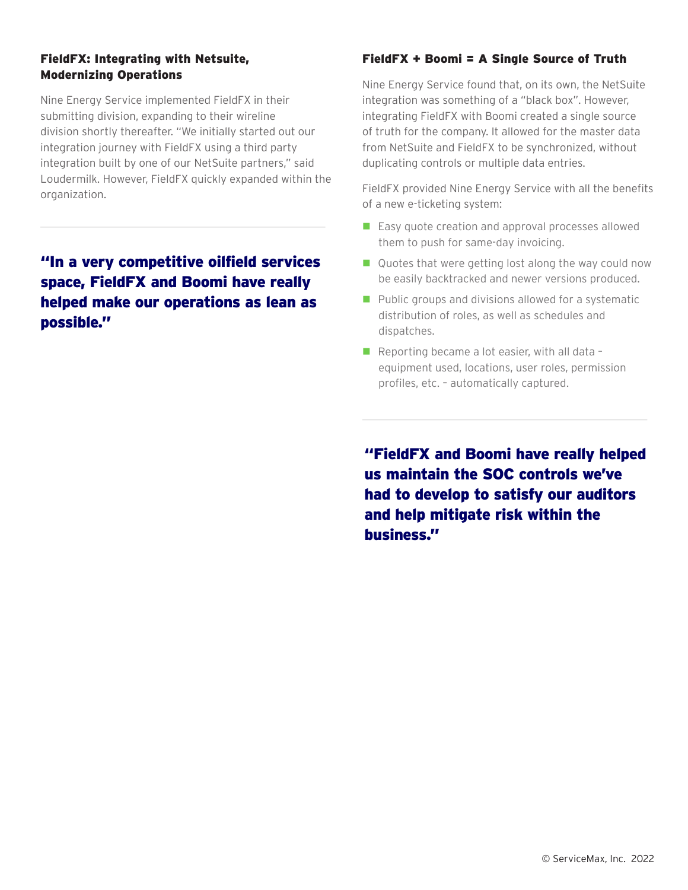### FieldFX: Integrating with Netsuite, Modernizing Operations

Nine Energy Service implemented FieldFX in their submitting division, expanding to their wireline division shortly thereafter. "We initially started out our integration journey with FieldFX using a third party integration built by one of our NetSuite partners," said Loudermilk. However, FieldFX quickly expanded within the organization.

**"In a very competitive oilfield services space, FieldFX and Boomi have really helped make our operations as lean as possible."**

### FieldFX + Boomi = A Single Source of Truth

Nine Energy Service found that, on its own, the NetSuite integration was something of a "black box". However, integrating FieldFX with Boomi created a single source of truth for the company. It allowed for the master data from NetSuite and FieldFX to be synchronized, without duplicating controls or multiple data entries.

FieldFX provided Nine Energy Service with all the benefits of a new e-ticketing system:

- Easy quote creation and approval processes allowed them to push for same-day invoicing.
- Quotes that were getting lost along the way could now be easily backtracked and newer versions produced.
- Public groups and divisions allowed for a systematic distribution of roles, as well as schedules and dispatches.
- Reporting became a lot easier, with all data – equipment used, locations, user roles, permission profiles, etc. – automatically captured.

**"FieldFX and Boomi have really helped us maintain the SOC controls we've had to develop to satisfy our auditors and help mitigate risk within the business."**

© ServiceMax, Inc. 2022